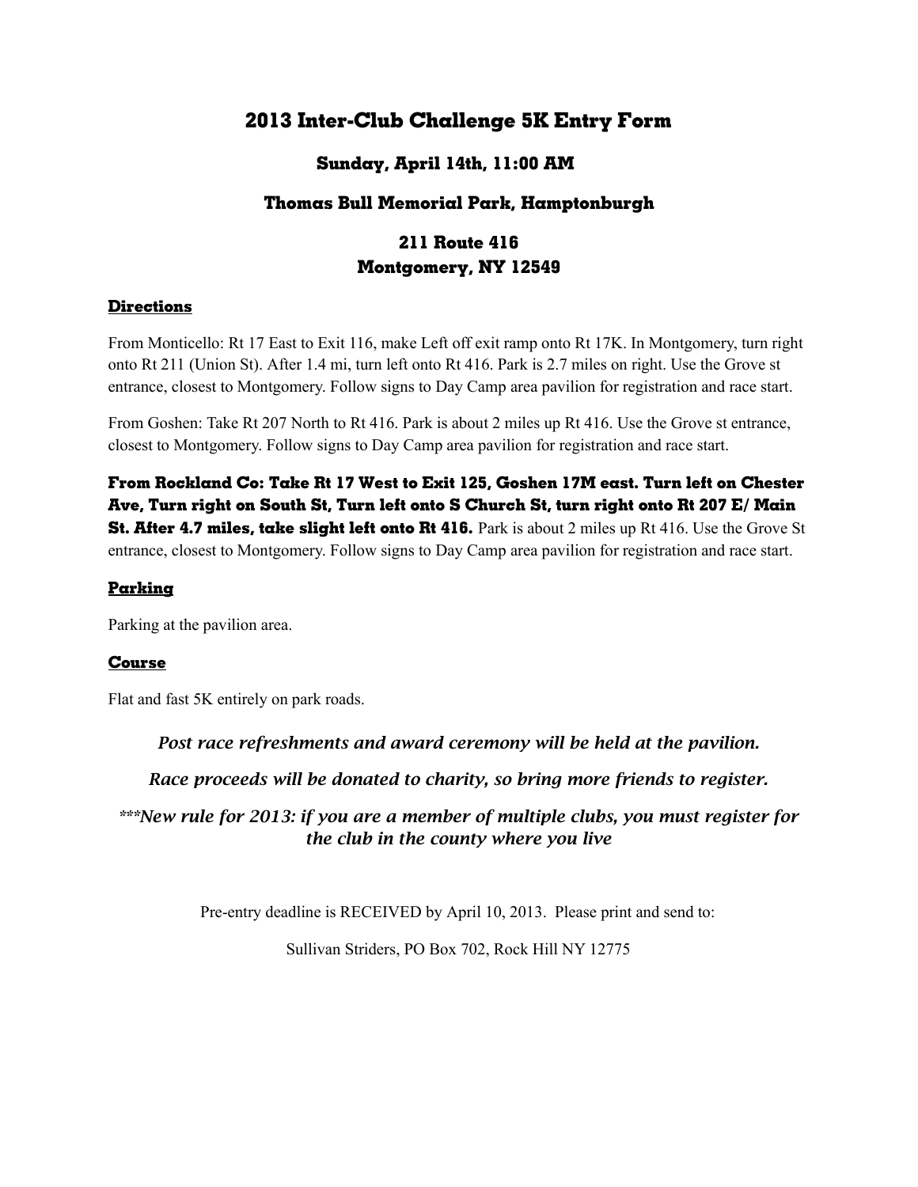# 2013 Inter-Club Challenge 5K Entry Form

### Sunday, April 14th, 11:00 AM

### Thomas Bull Memorial Park, Hamptonburgh

### 211 Route 416
### Montgomery, NY 12549

## Directions

From Monticello: Rt 17 East to Exit 116, make Left off exit ramp onto Rt 17K. In Montgomery, turn right onto Rt 211 (Union St). After 1.4 mi, turn left onto Rt 416. Park is 2.7 miles on right. Use the Grove st entrance, closest to Montgomery. Follow signs to Day Camp area pavilion for registration and race start.

From Goshen: Take Rt 207 North to Rt 416. Park is about 2 miles up Rt 416. Use the Grove st entrance, closest to Montgomery. Follow signs to Day Camp area pavilion for registration and race start.

**From Rockland Co: Take Rt 17 West to Exit 125, Goshen 17M east. Turn left on Chester Ave, Turn right on South St, Turn left onto S Church St, turn right onto Rt 207 E/ Main St. After 4.7 miles, take slight left onto Rt 416.** Park is about 2 miles up Rt 416. Use the Grove St entrance, closest to Montgomery. Follow signs to Day Camp area pavilion for registration and race start.

## Parking

Parking at the pavilion area.

## Course

Flat and fast 5K entirely on park roads.

*Post race refreshments and award ceremony will be held at the pavilion.*

*Race proceeds will be donated to charity, so bring more friends to register.*

****New rule for 2013: if you are a member of multiple clubs, you must register for the club in the county where you live*

Pre-entry deadline is RECEIVED by April 10, 2013. Please print and send to:

Sullivan Striders, PO Box 702, Rock Hill NY 12775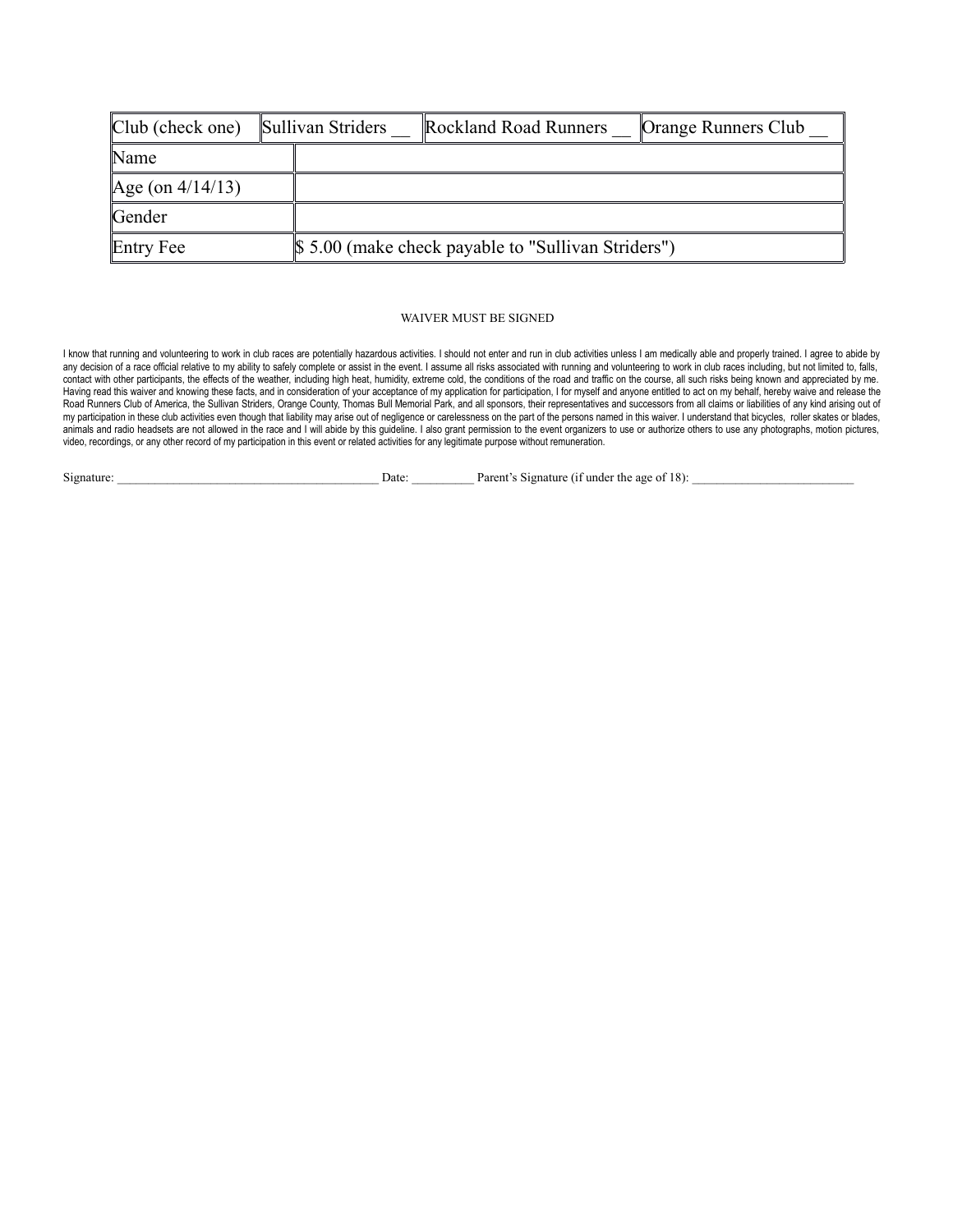| | | | |
|---|---|---|---|
| Club (check one) | Sullivan Striders __ | Rockland Road Runners __ | Orange Runners Club __ |
| Name | | | |
| Age (on 4/14/13) | | | |
| Gender | | | |
| Entry Fee | $ 5.00 (make check payable to "Sullivan Striders") | | |

WAIVER MUST BE SIGNED

I know that running and volunteering to work in club races are potentially hazardous activities. I should not enter and run in club activities unless I am medically able and properly trained. I agree to abide by any decision of a race official relative to my ability to safely complete or assist in the event. I assume all risks associated with running and volunteering to work in club races including, but not limited to, falls, contact with other participants, the effects of the weather, including high heat, humidity, extreme cold, the conditions of the road and traffic on the course, all such risks being known and appreciated by me. Having read this waiver and knowing these facts, and in consideration of your acceptance of my application for participation, I for myself and anyone entitled to act on my behalf, hereby waive and release the Road Runners Club of America, the Sullivan Striders, Orange County, Thomas Bull Memorial Park, and all sponsors, their representatives and successors from all claims or liabilities of any kind arising out of my participation in these club activities even though that liability may arise out of negligence or carelessness on the part of the persons named in this waiver. I understand that bicycles, roller skates or blades, animals and radio headsets are not allowed in the race and I will abide by this guideline. I also grant permission to the event organizers to use or authorize others to use any photographs, motion pictures, video, recordings, or any other record of my participation in this event or related activities for any legitimate purpose without remuneration.

Signature: ___________________________________________ Date: __________ Parent's Signature (if under the age of 18): __________________________